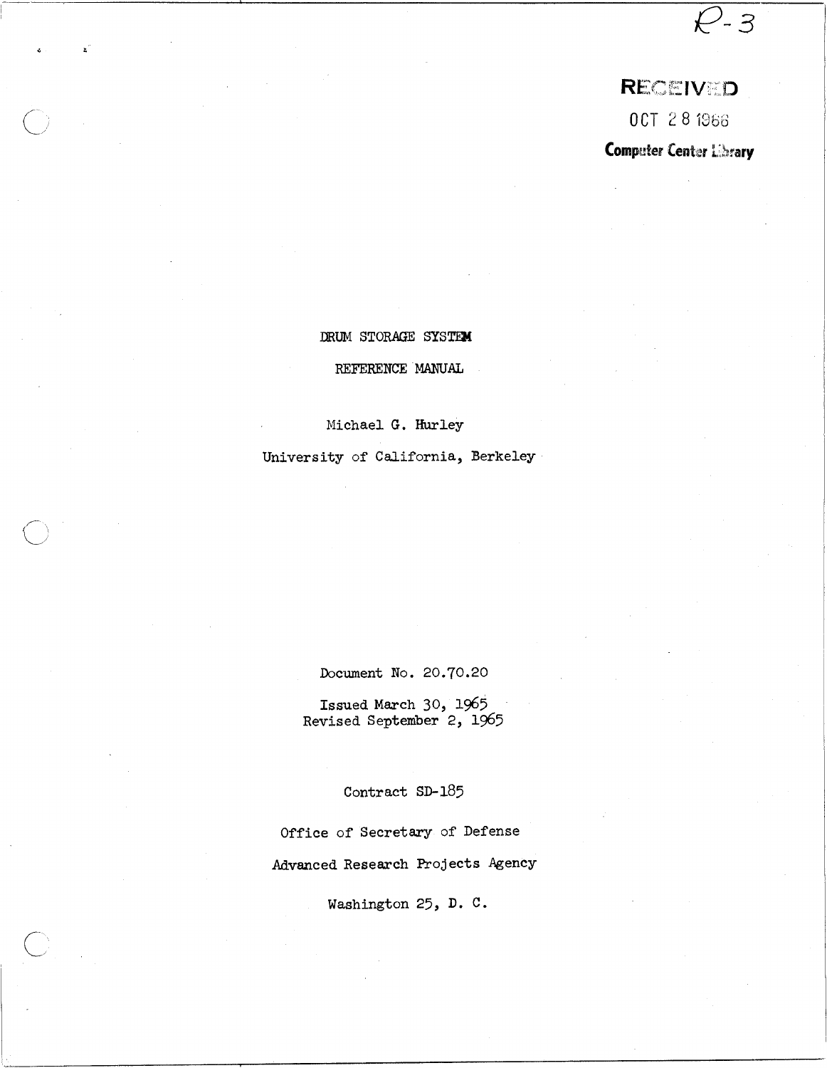R-3

RECEIVED

OCT 28 1966

**Computer Center Library**

# DRUM STORAGE SYSTEM

## REFERENCE MANUAL

Michael G. Hurley

University of California, Berkeley

Document No. 20.70.20

Issued March 30, 1965
Revised September 2, 1965

Contract SD-185

Office of Secretary of Defense

Advanced Research Projects Agency

Washington 25, D. C.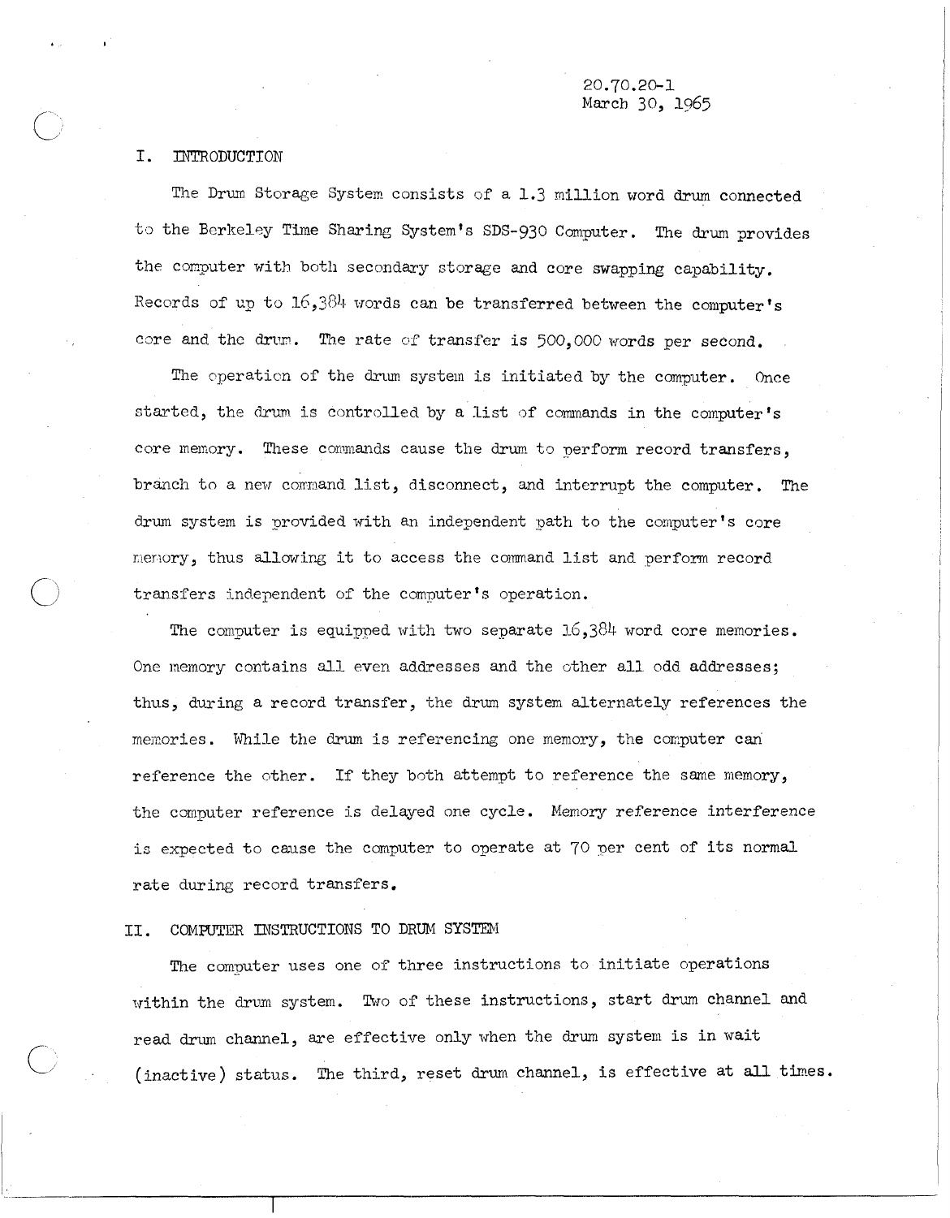20.70.20-1
March 30, 1965

## I. INTRODUCTION

The Drum Storage System consists of a 1.3 million word drum connected to the Berkeley Time Sharing System's SDS-930 Computer. The drum provides the computer with both secondary storage and core swapping capability. Records of up to 16,384 words can be transferred between the computer's core and the drum. The rate of transfer is 500,000 words per second.

The operation of the drum system is initiated by the computer. Once started, the drum is controlled by a list of commands in the computer's core memory. These commands cause the drum to perform record transfers, branch to a new command list, disconnect, and interrupt the computer. The drum system is provided with an independent path to the computer's core memory, thus allowing it to access the command list and perform record transfers independent of the computer's operation.

The computer is equipped with two separate 16,384 word core memories. One memory contains all even addresses and the other all odd addresses; thus, during a record transfer, the drum system alternately references the memories. While the drum is referencing one memory, the computer can reference the other. If they both attempt to reference the same memory, the computer reference is delayed one cycle. Memory reference interference is expected to cause the computer to operate at 70 per cent of its normal rate during record transfers.

## II. COMPUTER INSTRUCTIONS TO DRUM SYSTEM

The computer uses one of three instructions to initiate operations within the drum system. Two of these instructions, start drum channel and read drum channel, are effective only when the drum system is in wait (inactive) status. The third, reset drum channel, is effective at all times.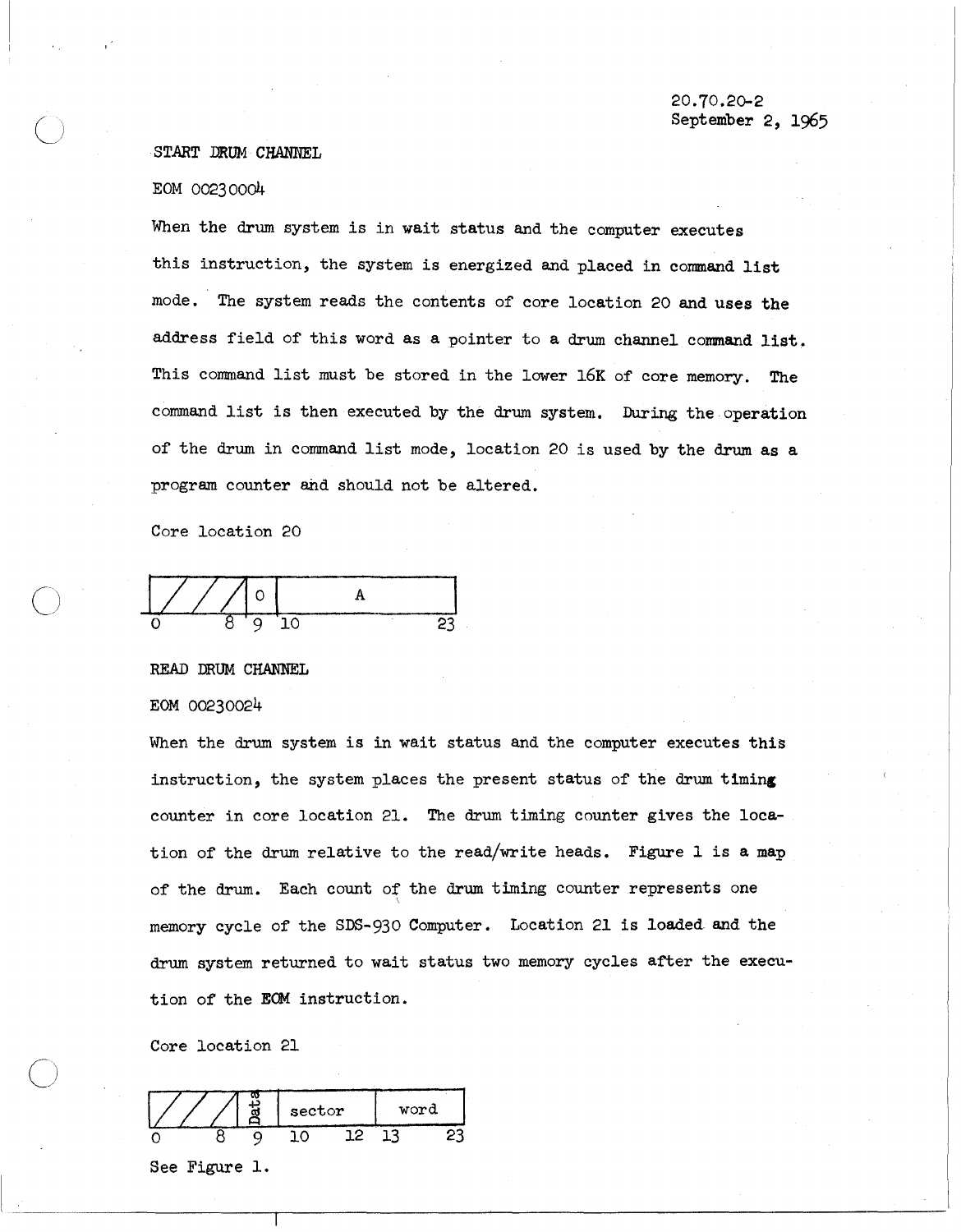20.70.20-2
September 2, 1965

START DRUM CHANNEL

EOM 00230004

When the drum system is in wait status and the computer executes this instruction, the system is energized and placed in command list mode. The system reads the contents of core location 20 and uses the address field of this word as a pointer to a drum channel command list. This command list must be stored in the lower 16K of core memory. The command list is then executed by the drum system. During the operation of the drum in command list mode, location 20 is used by the drum as a program counter and should not be altered.

Core location 20

| 0–8 | 9 | 10–23 |
|---|---|---|
| ////// | 0 | A |

READ DRUM CHANNEL

EOM 00230024

When the drum system is in wait status and the computer executes this instruction, the system places the present status of the drum timing counter in core location 21. The drum timing counter gives the location of the drum relative to the read/write heads. Figure 1 is a map of the drum. Each count of the drum timing counter represents one memory cycle of the SDS-930 Computer. Location 21 is loaded and the drum system returned to wait status two memory cycles after the execution of the EOM instruction.

Core location 21

| 0–8 | 9 | 10–12 | 13–23 |
|---|---|---|---|
| ////// | Data | sector | word |

See Figure 1.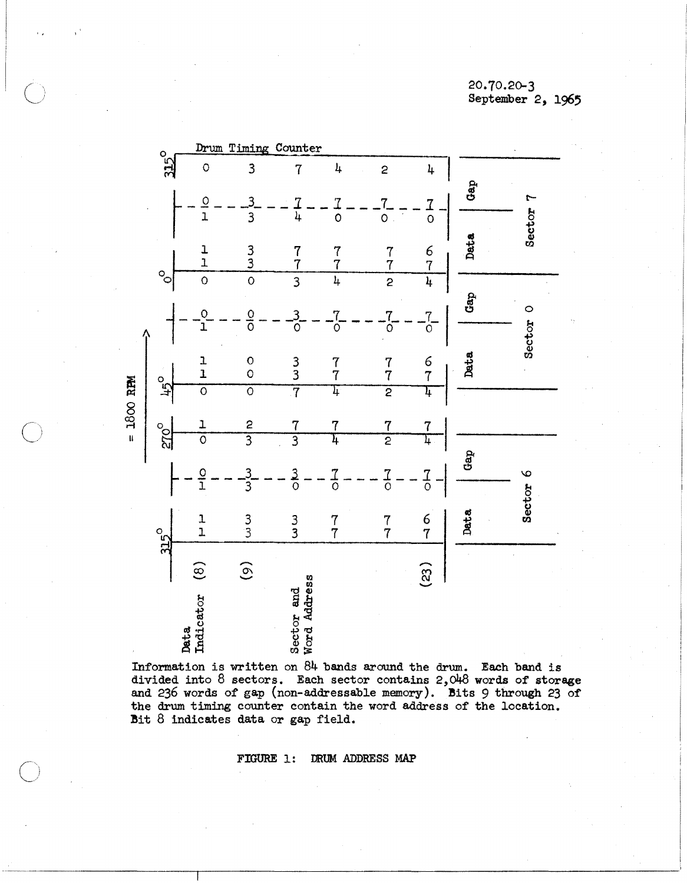20.70.20-3
September 2, 1965

**Drum Timing Counter**

| Angle | (8) | (9) | | | | (23) | Field | Sector |
|---|---|---|---|---|---|---|---|---|
| 315° | 0 | 3 | 7 | 4 | 2 | 4 | Gap | Sector 7 |
| | 0 | 3 | 7 | 7 | 7 | 7 | | |
| | 1 | 3 | 4 | 0 | 0 | 0 | Data | |
| | 1 | 3 | 7 | 7 | 7 | 6 | | |
| | 1 | 3 | 7 | 7 | 7 | 7 | | |
| 0° | 0 | 0 | 3 | 4 | 2 | 4 | Gap | Sector 0 |
| | 0 | 0 | 3 | 7 | 7 | 7 | | |
| | 1 | 0 | 0 | 0 | 0 | 0 | Data | |
| | 1 | 0 | 3 | 7 | 7 | 6 | | |
| | 1 | 0 | 3 | 7 | 7 | 7 | | |
| 45° | 0 | 0 | 7 | 4 | 2 | 4 | | |
| 270° | 1 | 2 | 7 | 7 | 7 | 7 | | |
| | 0 | 3 | 3 | 4 | 2 | 4 | Gap | Sector 6 |
| | 0 | 3 | 3 | 7 | 7 | 7 | | |
| | 1 | 3 | 0 | 0 | 0 | 0 | Data | |
| | 1 | 3 | 3 | 7 | 7 | 6 | | |
| | 1 | 3 | 3 | 7 | 7 | 7 | | |
| 315° | | | | | | | | |

= 1800 RPM

Data Indicator (8); Sector and Word Address (9)–(23)

Information is written on 84 bands around the drum. Each band is divided into 8 sectors. Each sector contains 2,048 words of storage and 236 words of gap (non-addressable memory). Bits 9 through 23 of the drum timing counter contain the word address of the location. Bit 8 indicates data or gap field.

FIGURE 1: DRUM ADDRESS MAP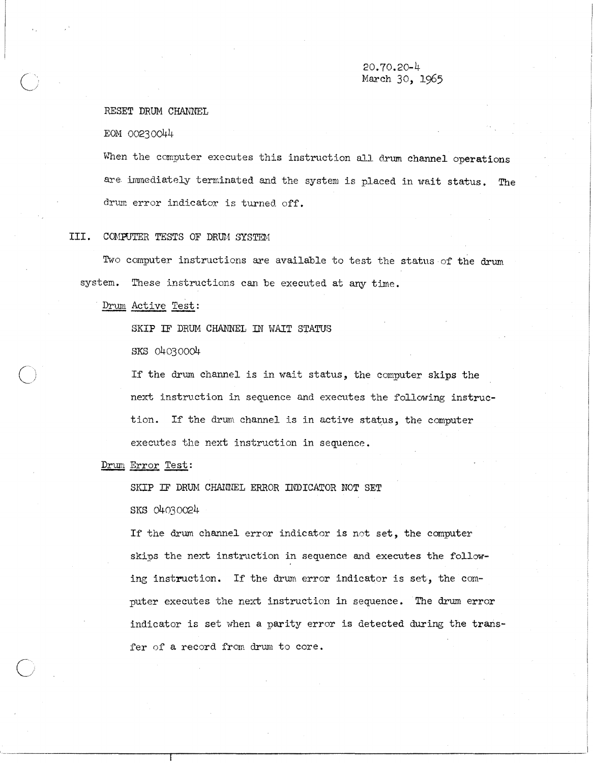RESET DRUM CHANNEL

EOM 00230044

When the computer executes this instruction all drum channel operations are immediately terminated and the system is placed in wait status. The drum error indicator is turned off.

## III. COMPUTER TESTS OF DRUM SYSTEM

Two computer instructions are available to test the status of the drum system. These instructions can be executed at any time.

Drum Active Test:

SKIP IF DRUM CHANNEL IN WAIT STATUS

SKS 04030004

If the drum channel is in wait status, the computer skips the next instruction in sequence and executes the following instruction. If the drum channel is in active status, the computer executes the next instruction in sequence.

Drum Error Test:

SKIP IF DRUM CHANNEL ERROR INDICATOR NOT SET

SKS 04030024

If the drum channel error indicator is not set, the computer skips the next instruction in sequence and executes the following instruction. If the drum error indicator is set, the computer executes the next instruction in sequence. The drum error indicator is set when a parity error is detected during the transfer of a record from drum to core.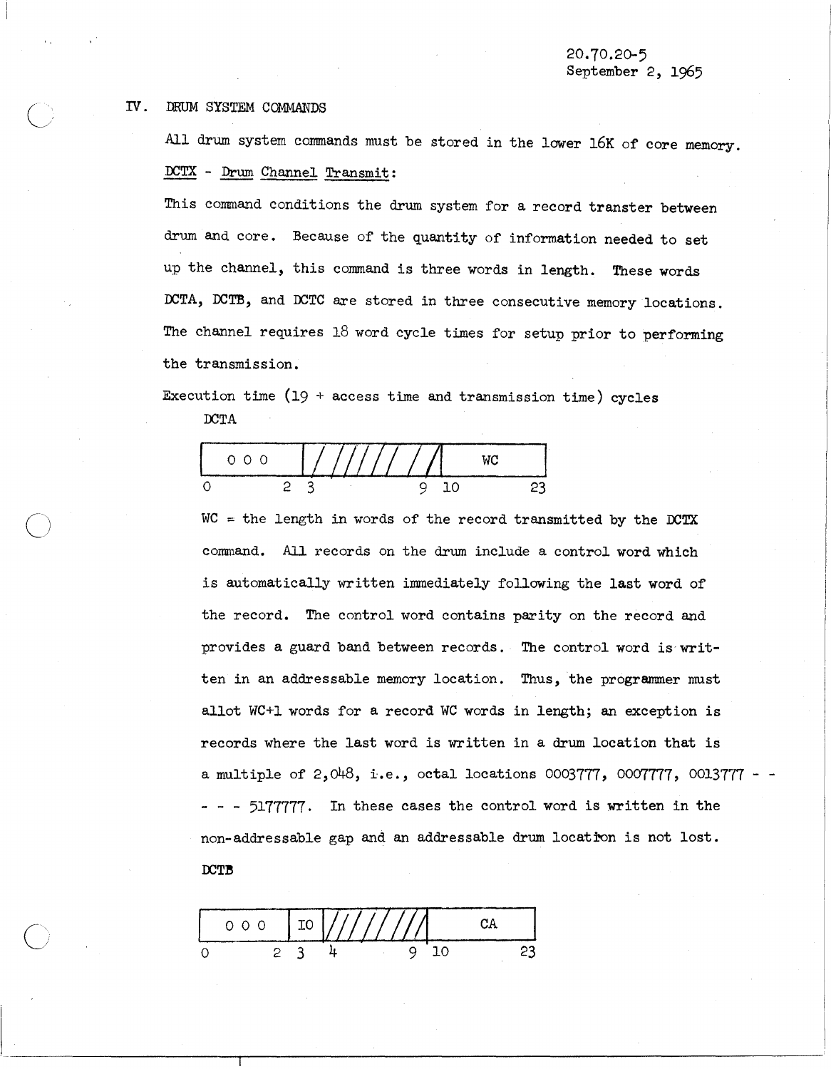20.70.20-5
September 2, 1965

## IV. DRUM SYSTEM COMMANDS

All drum system commands must be stored in the lower 16K of core memory.

<u>DCTX</u> - <u>Drum Channel Transmit</u>:

This command conditions the drum system for a record transter between drum and core. Because of the quantity of information needed to set up the channel, this command is three words in length. These words DCTA, DCTB, and DCTC are stored in three consecutive memory locations. The channel requires 18 word cycle times for setup prior to performing the transmission.

Execution time (19 + access time and transmission time) cycles

DCTA

| 0 0 0 | ////////// | WC |
|---|---|---|
| 0 – 2 | 3 – 9 | 10 – 23 |

WC = the length in words of the record transmitted by the DCTX command. All records on the drum include a control word which is automatically written immediately following the last word of the record. The control word contains parity on the record and provides a guard band between records. The control word is written in an addressable memory location. Thus, the programmer must allot WC+1 words for a record WC words in length; an exception is records where the last word is written in a drum location that is a multiple of 2,048, i.e., octal locations 0003777, 0007777, 0013777 - - - - - 5177777. In these cases the control word is written in the non-addressable gap and an addressable drum location is not lost.

DCTB

| 0 0 0 | IO | ////////// | CA |
|---|---|---|---|
| 0 – 2 | 3 | 4 – 9 | 10 – 23 |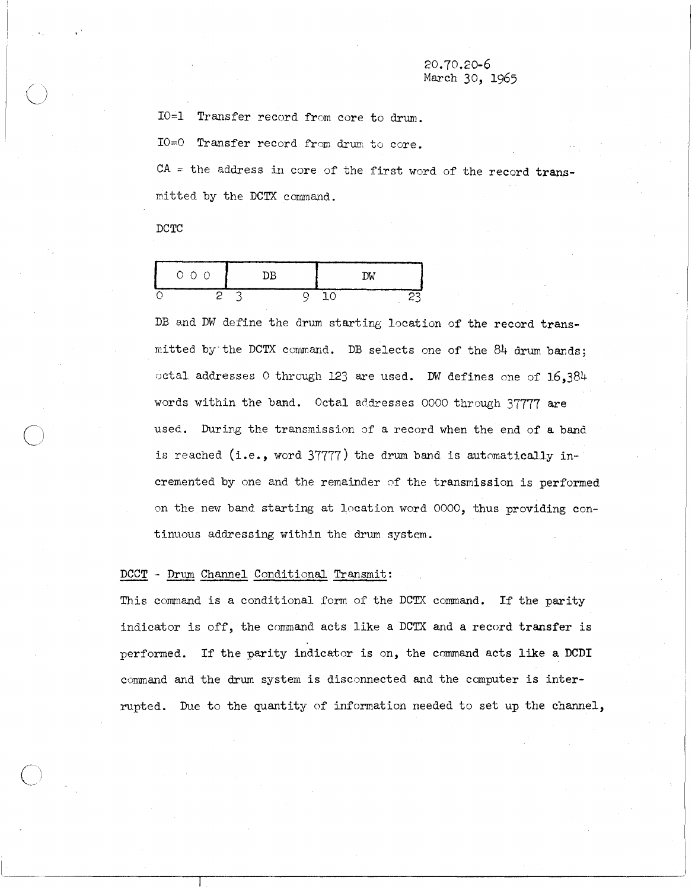IO=1 Transfer record from core to drum.

IO=0 Transfer record from drum to core.

CA = the address in core of the first word of the record transmitted by the DCTX command.

DCTC

| 0 0 0 | DB | DW |
|---|---|---|
| 0 &nbsp;&nbsp;&nbsp; 2 | 3 &nbsp;&nbsp;&nbsp; 9 | 10 &nbsp;&nbsp;&nbsp; 23 |

DB and DW define the drum starting location of the record transmitted by the DCTX command. DB selects one of the 84 drum bands; octal addresses 0 through 123 are used. DW defines one of 16,384 words within the band. Octal addresses 0000 through 37777 are used. During the transmission of a record when the end of a band is reached (i.e., word 37777) the drum band is automatically incremented by one and the remainder of the transmission is performed on the new band starting at location word 0000, thus providing continuous addressing within the drum system.

<u>DCCT</u> - <u>Drum Channel Conditional Transmit</u>:

This command is a conditional form of the DCTX command. If the parity indicator is off, the command acts like a DCTX and a record transfer is performed. If the parity indicator is on, the command acts like a DCDI command and the drum system is disconnected and the computer is interrupted. Due to the quantity of information needed to set up the channel,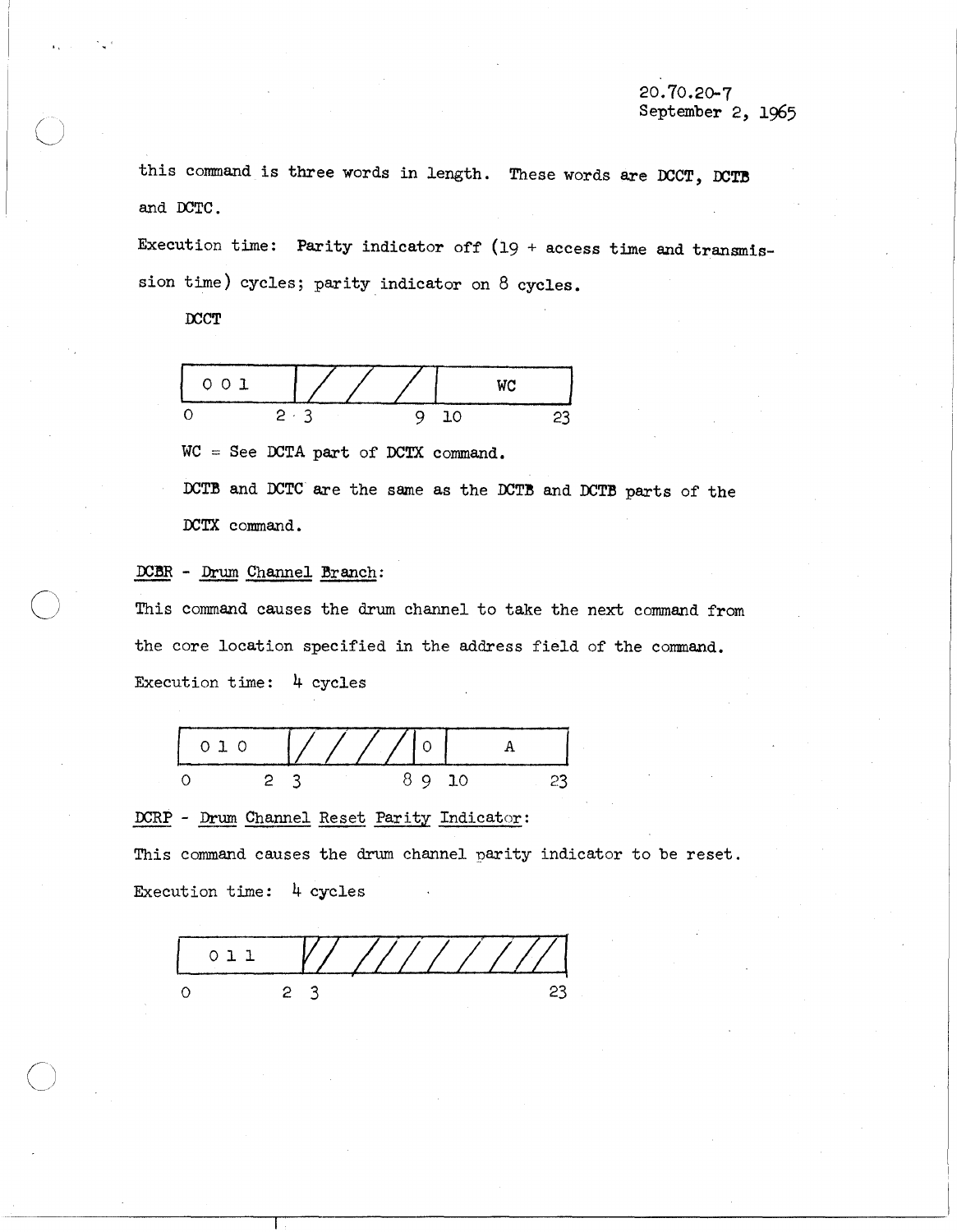this command is three words in length. These words are DCCT, DCTB and DCTC.

Execution time: Parity indicator off (19 + access time and transmission time) cycles; parity indicator on 8 cycles.

DCCT

| 0 0 1 | ////// | WC |
|---|---|---|
| 0 – 2 | 3 – 9 | 10 – 23 |

WC = See DCTA part of DCTX command.

DCTB and DCTC are the same as the DCTB and DCTB parts of the DCTX command.

DCBR - Drum Channel Branch:

This command causes the drum channel to take the next command from the core location specified in the address field of the command.

Execution time: 4 cycles

| 0 1 0 | ////// | 0 | A |
|---|---|---|---|
| 0 – 2 | 3 – 8 | 9 | 10 – 23 |

DCRP - Drum Channel Reset Parity Indicator:

This command causes the drum channel parity indicator to be reset.

Execution time: 4 cycles

| 0 1 1 | ////////// |
|---|---|
| 0 – 2 | 3 – 23 |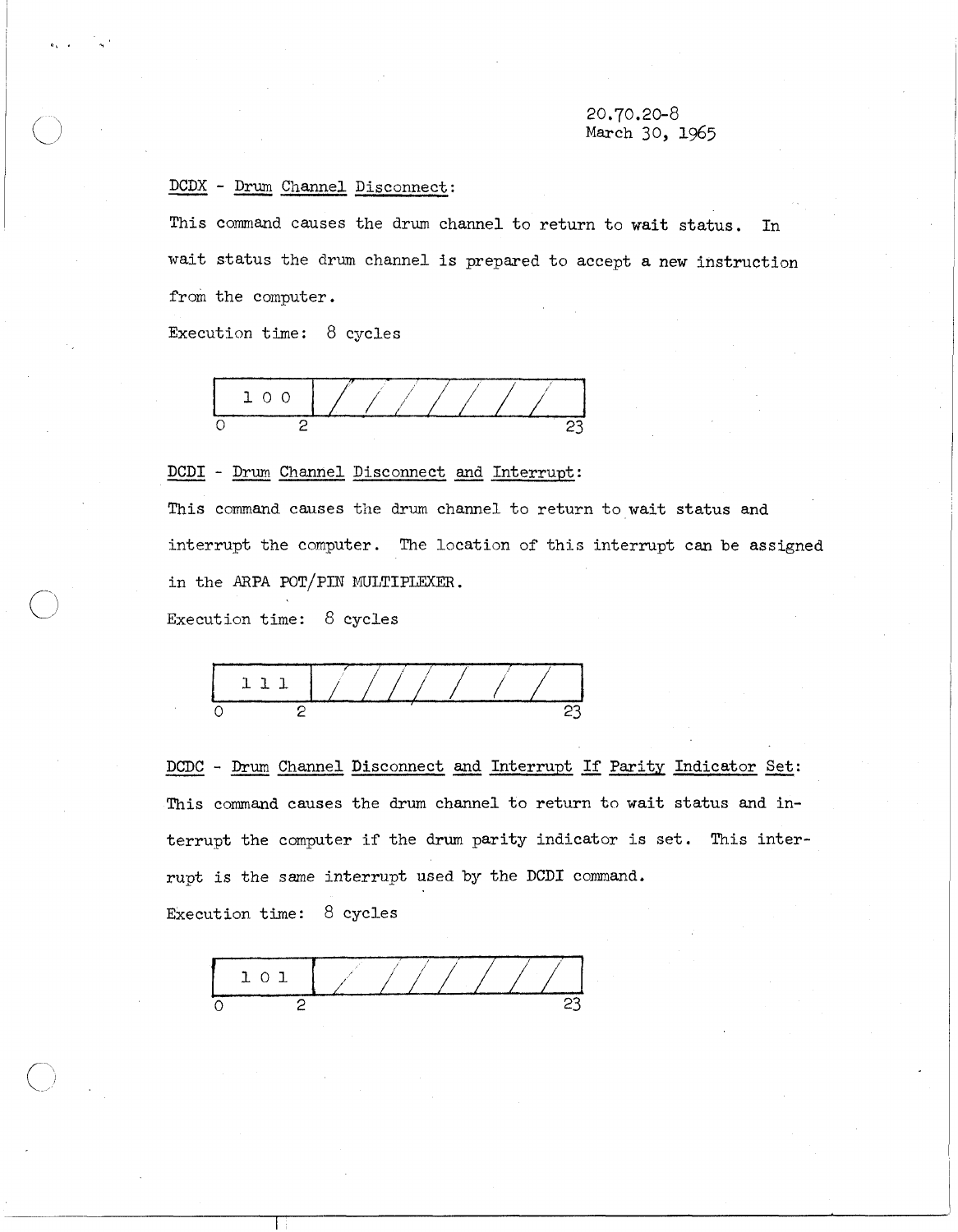20.70.20-8
March 30, 1965

DCDX - Drum Channel Disconnect:

This command causes the drum channel to return to wait status. In wait status the drum channel is prepared to accept a new instruction from the computer.

Execution time: 8 cycles

| 1 0 0 | / / / / / / / / |
|---|---|
| 0 &nbsp;&nbsp; 2 | 23 |

DCDI - Drum Channel Disconnect and Interrupt:

This command causes the drum channel to return to wait status and interrupt the computer. The location of this interrupt can be assigned in the ARPA POT/PIN MULTIPLEXER.

Execution time: 8 cycles

| 1 1 1 | / / / / / / / / |
|---|---|
| 0 &nbsp;&nbsp; 2 | 23 |

DCDC - Drum Channel Disconnect and Interrupt If Parity Indicator Set:

This command causes the drum channel to return to wait status and interrupt the computer if the drum parity indicator is set. This interrupt is the same interrupt used by the DCDI command.

Execution time: 8 cycles

| 1 0 1 | / / / / / / / / |
|---|---|
| 0 &nbsp;&nbsp; 2 | 23 |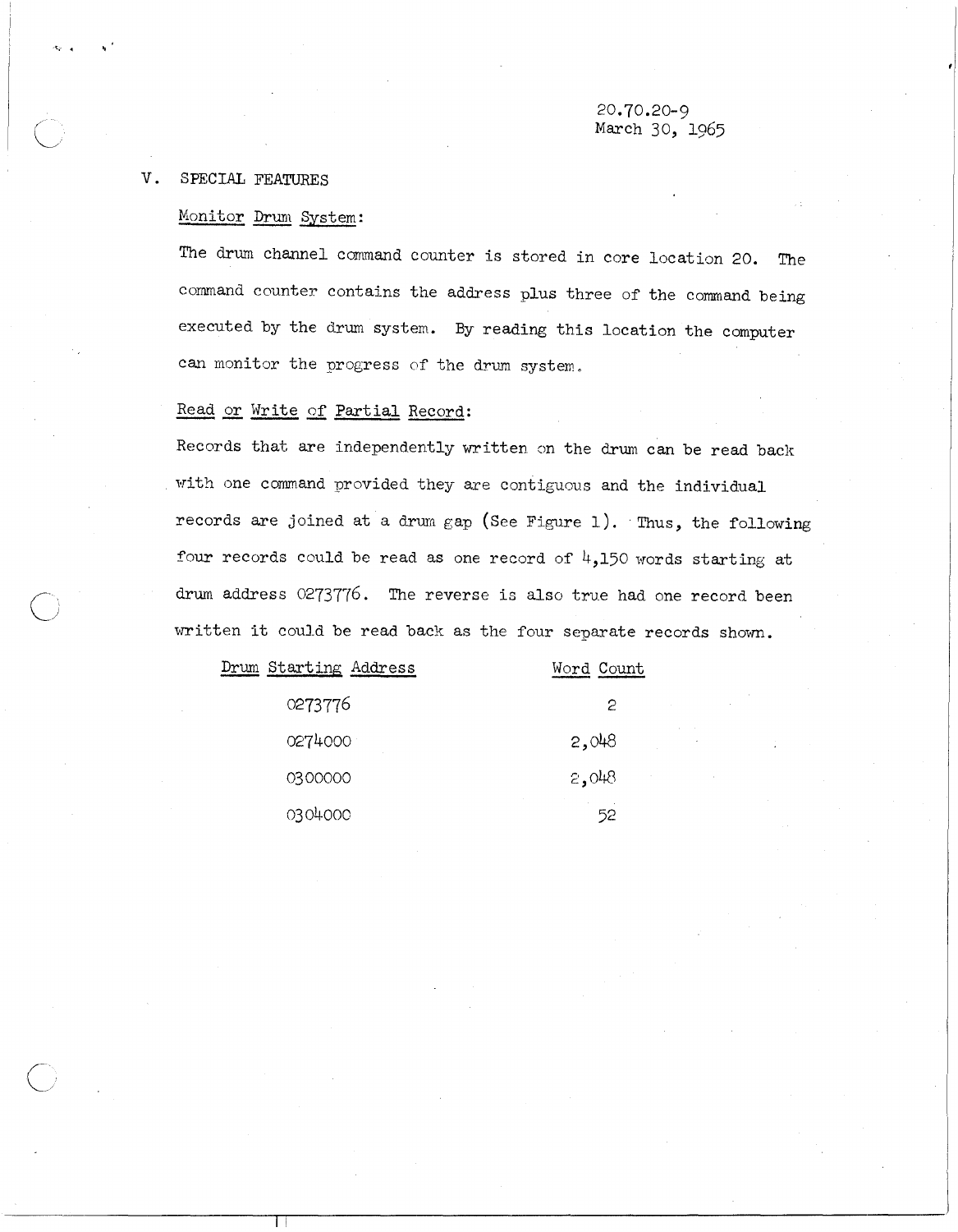20.70.20-9
March 30, 1965

## V. SPECIAL FEATURES

### Monitor Drum System:

The drum channel command counter is stored in core location 20. The command counter contains the address plus three of the command being executed by the drum system. By reading this location the computer can monitor the progress of the drum system.

### Read or Write of Partial Record:

Records that are independently written on the drum can be read back with one command provided they are contiguous and the individual records are joined at a drum gap (See Figure 1). Thus, the following four records could be read as one record of 4,150 words starting at drum address 0273776. The reverse is also true had one record been written it could be read back as the four separate records shown.

| Drum Starting Address | Word Count |
|---|---|
| 0273776 | 2 |
| 0274000 | 2,048 |
| 0300000 | 2,048 |
| 0304000 | 52 |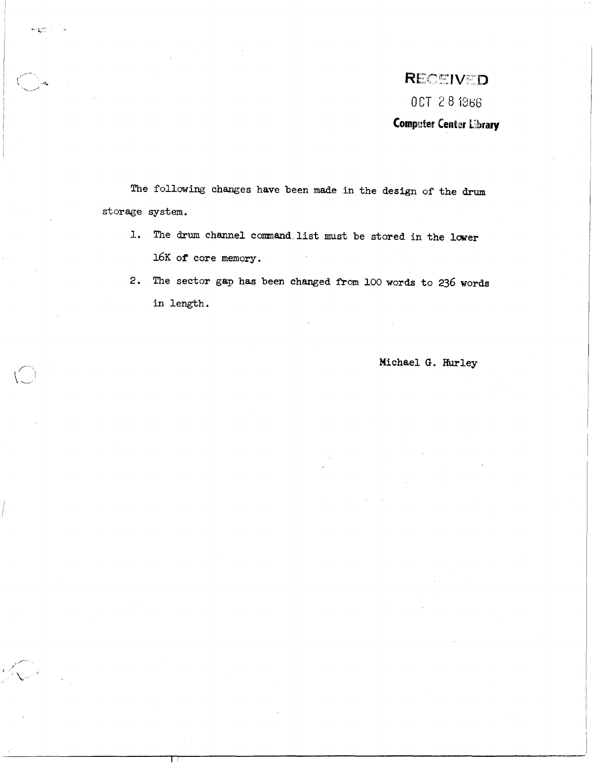RECEIVED

OCT 28 1966

**Computer Center Library**

The following changes have been made in the design of the drum storage system.

1. The drum channel command list must be stored in the lower 16K of core memory.

2. The sector gap has been changed from 100 words to 236 words in length.

Michael G. Hurley